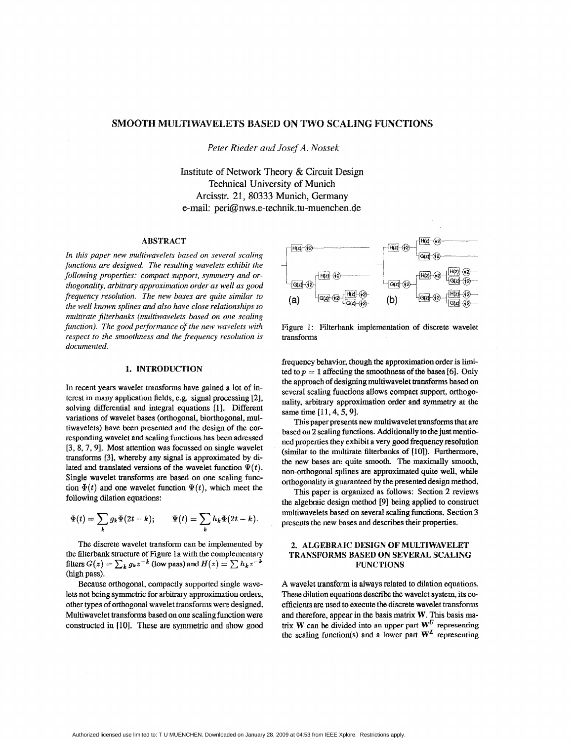# SMOOTH MULTIWAVELETS BASED ON TWO SCALING FUNCTIONS

*Peter Rieder and Josef A. Nossek*

Institute of Network Theory & Circuit Design
Technical University of Munich
Arcisstr. 21, 80333 Munich, Germany
e-mail: peri@nws.e-technik.tu-muenchen.de

## ABSTRACT

*In this paper new multiwavelets based on several scaling functions are designed. The resulting wavelets exhibit the following properties: compact support, symmetry and orthogonality, arbitrary approximation order as well as good frequency resolution. The new bases are quite similar to the well known splines and also have close relationships to multirate filterbanks (multiwavelets based on one scaling function). The good performance of the new wavelets with respect to the smoothness and the frequency resolution is documented.*

## 1. INTRODUCTION

In recent years wavelet transforms have gained a lot of interest in many application fields, e.g. signal processing [2], solving differential and integral equations [1]. Different variations of wavelet bases (orthogonal, biorthogonal, multiwavelets) have been presented and the design of the corresponding wavelet and scaling functions has been adressed [3, 8, 7, 9]. Most attention was focussed on single wavelet transforms [3], whereby any signal is approximated by dilated and translated versions of the wavelet function $\Psi(t)$. Single wavelet transforms are based on one scaling function $\Phi(t)$ and one wavelet function $\Psi(t)$, which meet the following dilation equations:

$$\Phi(t) = \sum_k g_k \Phi(2t - k); \qquad \Psi(t) = \sum_k h_k \Phi(2t - k).$$

The discrete wavelet transform can be implemented by the filterbank structure of Figure 1a with the complementary filters $G(z) = \sum_k g_k z^{-k}$ (low pass) and $H(z) = \sum h_k z^{-k}$ (high pass).

Because orthogonal, compactly supported single wavelets not being symmetric for arbitrary approximation orders, other types of orthogonal wavelet transforms were designed. Multiwavelet transforms based on one scaling function were constructed in [10]. These are symmetric and show good frequency behavior, though the approximation order is limited to $p = 1$ affecting the smoothness of the bases [6]. Only the approach of designing multiwavelet transforms based on several scaling functions allows compact support, orthogonality, arbitrary approximation order and symmetry at the same time [11, 4, 5, 9].

Figure 1: Filterbank implementation of discrete wavelet transforms

This paper presents new multiwavelet transforms that are based on 2 scaling functions. Additionally to the just mentioned properties they exhibit a very good frequency resolution (similar to the multirate filterbanks of [10]). Furthermore, the new bases are quite smooth. The maximally smooth, non-orthogonal splines are approximated quite well, while orthogonality is guaranteed by the presented design method.

This paper is organized as follows: Section 2 reviews the algebraic design method [9] being applied to construct multiwavelets based on several scaling functions. Section 3 presents the new bases and describes their properties.

## 2. ALGEBRAIC DESIGN OF MULTIWAVELET TRANSFORMS BASED ON SEVERAL SCALING FUNCTIONS

A wavelet transform is always related to dilation equations. These dilation equations describe the wavelet system, its coefficients are used to execute the discrete wavelet transforms and therefore, appear in the basis matrix $\mathbf{W}$. This basis matrix $\mathbf{W}$ can be divided into an upper part $\mathbf{W}^U$ representing the scaling function(s) and a lower part $\mathbf{W}^L$ representing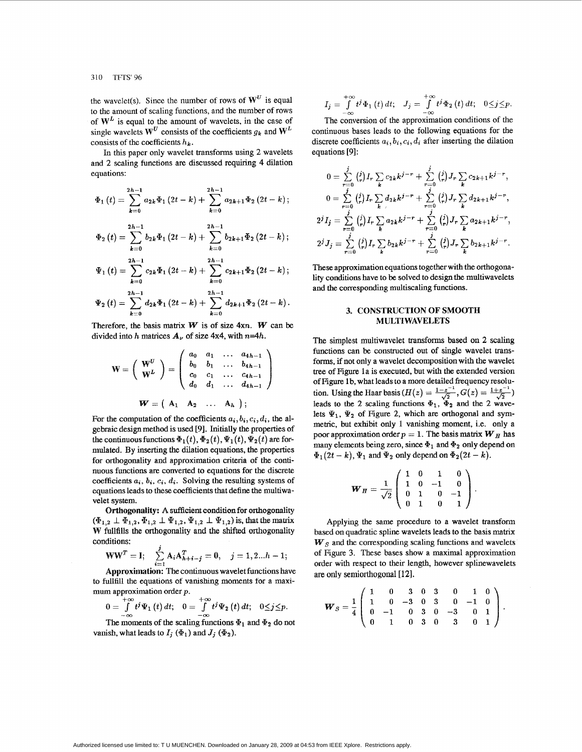the wavelet(s). Since the number of rows of $\mathbf{W}^U$ is equal to the amount of scaling functions, and the number of rows of $\mathbf{W}^L$ is equal to the amount of wavelets, in the case of single wavelets $\mathbf{W}^U$ consists of the coefficients $g_k$ and $\mathbf{W}^L$ consists of the coefficients $h_k$.

In this paper only wavelet transforms using 2 wavelets and 2 scaling functions are discussed requiring 4 dilation equations:

$$\Phi_1(t) = \sum_{k=0}^{2h-1} a_{2k}\Phi_1(2t-k) + \sum_{k=0}^{2h-1} a_{2k+1}\Phi_2(2t-k);$$

$$\Phi_2(t) = \sum_{k=0}^{2h-1} b_{2k}\Phi_1(2t-k) + \sum_{k=0}^{2h-1} b_{2k+1}\Phi_2(2t-k);$$

$$\Psi_1(t) = \sum_{k=0}^{2h-1} c_{2k}\Phi_1(2t-k) + \sum_{k=0}^{2h-1} c_{2k+1}\Phi_2(2t-k);$$

$$\Psi_2(t) = \sum_{k=0}^{2h-1} d_{2k}\Phi_1(2t-k) + \sum_{k=0}^{2h-1} d_{2k+1}\Phi_2(2t-k).$$

Therefore, the basis matrix $\boldsymbol{W}$ is of size $4\text{x}n$. $\boldsymbol{W}$ can be divided into $h$ matrices $\boldsymbol{A}_\nu$ of size 4x4, with $n$=4$h$.

$$\mathbf{W} = \begin{pmatrix} \mathbf{W}^U \\ \mathbf{W}^L \end{pmatrix} = \begin{pmatrix} a_0 & a_1 & \dots & a_{4h-1} \\ b_0 & b_1 & \dots & b_{4h-1} \\ c_0 & c_1 & \dots & c_{4h-1} \\ d_0 & d_1 & \dots & d_{4h-1} \end{pmatrix}$$

$$\boldsymbol{W} = \begin{pmatrix} \mathbf{A}_1 & \mathbf{A}_2 & \dots & \mathbf{A}_h \end{pmatrix};$$

For the computation of the coefficients $a_i, b_i, c_i, d_i$, the algebraic design method is used [9]. Initially the properties of the continuous functions $\Phi_1(t), \Phi_2(t), \Psi_1(t), \Psi_2(t)$ are formulated. By inserting the dilation equations, the properties for orthogonality and approximation criteria of the continuous functions are converted to equations for the discrete coefficients $a_i$, $b_i$, $c_i$, $d_i$. Solving the resulting systems of equations leads to these coefficients that define the multiwavelet system.

**Orthogonality:** A sufficient condition for orthogonality ($\Phi_{1,2} \perp \Phi_{1,2}, \Phi_{1,2} \perp \Psi_{1,2}, \Psi_{1,2} \perp \Psi_{1,2}$) is, that the matrix $\mathbf{W}$ fullfills the orthogonality and the shifted orthogonality conditions:

$$\mathbf{W}\mathbf{W}^T = \mathbf{I}; \quad \sum_{i=1}^{j} \mathbf{A}_i \mathbf{A}_{h+i-j}^T = \mathbf{0}, \quad j = 1, 2 \ldots h-1;$$

**Approximation:** The continuous wavelet functions have to fullfill the equations of vanishing moments for a maximum approximation order $p$.

$$0 = \int_{-\infty}^{+\infty} t^j \Psi_1(t)\, dt; \quad 0 = \int_{-\infty}^{+\infty} t^j \Psi_2(t)\, dt; \quad 0 \le j \le p.$$

The moments of the scaling functions $\Phi_1$ and $\Phi_2$ do not vanish, what leads to $I_j$ ($\Phi_1$) and $J_j$ ($\Phi_2$).

$$I_j = \int_{-\infty}^{+\infty} t^j \Phi_1(t)\, dt; \quad J_j = \int_{-\infty}^{+\infty} t^j \Phi_2(t)\, dt; \quad 0 \le j \le p.$$

The conversion of the approximation conditions of the continuous bases leads to the following equations for the discrete coefficients $a_i, b_i, c_i, d_i$ after inserting the dilation equations [9]:

$$0 = \sum_{r=0}^{j} \binom{j}{r} I_r \sum_k c_{2k} k^{j-r} + \sum_{r=0}^{j} \binom{j}{r} J_r \sum_k c_{2k+1} k^{j-r},$$

$$0 = \sum_{r=0}^{j} \binom{j}{r} I_r \sum_k d_{2k} k^{j-r} + \sum_{r=0}^{j} \binom{j}{r} J_r \sum_k d_{2k+1} k^{j-r},$$

$$2^j I_j = \sum_{r=0}^{j} \binom{j}{r} I_r \sum_k a_{2k} k^{j-r} + \sum_{r=0}^{j} \binom{j}{r} J_r \sum_k a_{2k+1} k^{j-r},$$

$$2^j J_j = \sum_{r=0}^{j} \binom{j}{r} I_r \sum_k b_{2k} k^{j-r} + \sum_{r=0}^{j} \binom{j}{r} J_r \sum_k b_{2k+1} k^{j-r}.$$

These approximation equations together with the orthogonality conditions have to be solved to design the multiwavelets and the corresponding multiscaling functions.

## 3. CONSTRUCTION OF SMOOTH MULTIWAVELETS

The simplest multiwavelet transforms based on 2 scaling functions can be constructed out of single wavelet transforms, if not only a wavelet decomposition with the wavelet tree of Figure 1a is executed, but with the extended version of Figure 1b, what leads to a more detailed frequency resolution. Using the Haar basis ($H(z) = \frac{1-z^{-1}}{\sqrt{2}}, G(z) = \frac{1+z^{-1}}{\sqrt{2}}$) leads to the 2 scaling functions $\Phi_1$, $\Phi_2$ and the 2 wavelets $\Psi_1$, $\Psi_2$ of Figure 2, which are orthogonal and symmetric, but exhibit only 1 vanishing moment, i.e. only a poor approximation order $p = 1$. The basis matrix $\boldsymbol{W}_H$ has many elements being zero, since $\Phi_1$ and $\Phi_2$ only depend on $\Phi_1(2t-k)$, $\Psi_1$ and $\Psi_2$ only depend on $\Phi_2(2t-k)$.

$$\boldsymbol{W}_H = \frac{1}{\sqrt{2}} \begin{pmatrix} 1 & 0 & 1 & 0 \\ 1 & 0 & -1 & 0 \\ 0 & 1 & 0 & -1 \\ 0 & 1 & 0 & 1 \end{pmatrix}.$$

Applying the same procedure to a wavelet transform based on quadratic spline wavelets leads to the basis matrix $\boldsymbol{W}_S$ and the corresponding scaling functions and wavelets of Figure 3. These bases show a maximal approximation order with respect to their length, however splinewavelets are only semiorthogonal [12].

$$\boldsymbol{W}_S = \frac{1}{4} \begin{pmatrix} 1 & 0 & 3 & 0 & 3 & 0 & 1 & 0 \\ 1 & 0 & -3 & 0 & 3 & 0 & -1 & 0 \\ 0 & -1 & 0 & 3 & 0 & -3 & 0 & 1 \\ 0 & 1 & 0 & 3 & 0 & 3 & 0 & 1 \end{pmatrix}.$$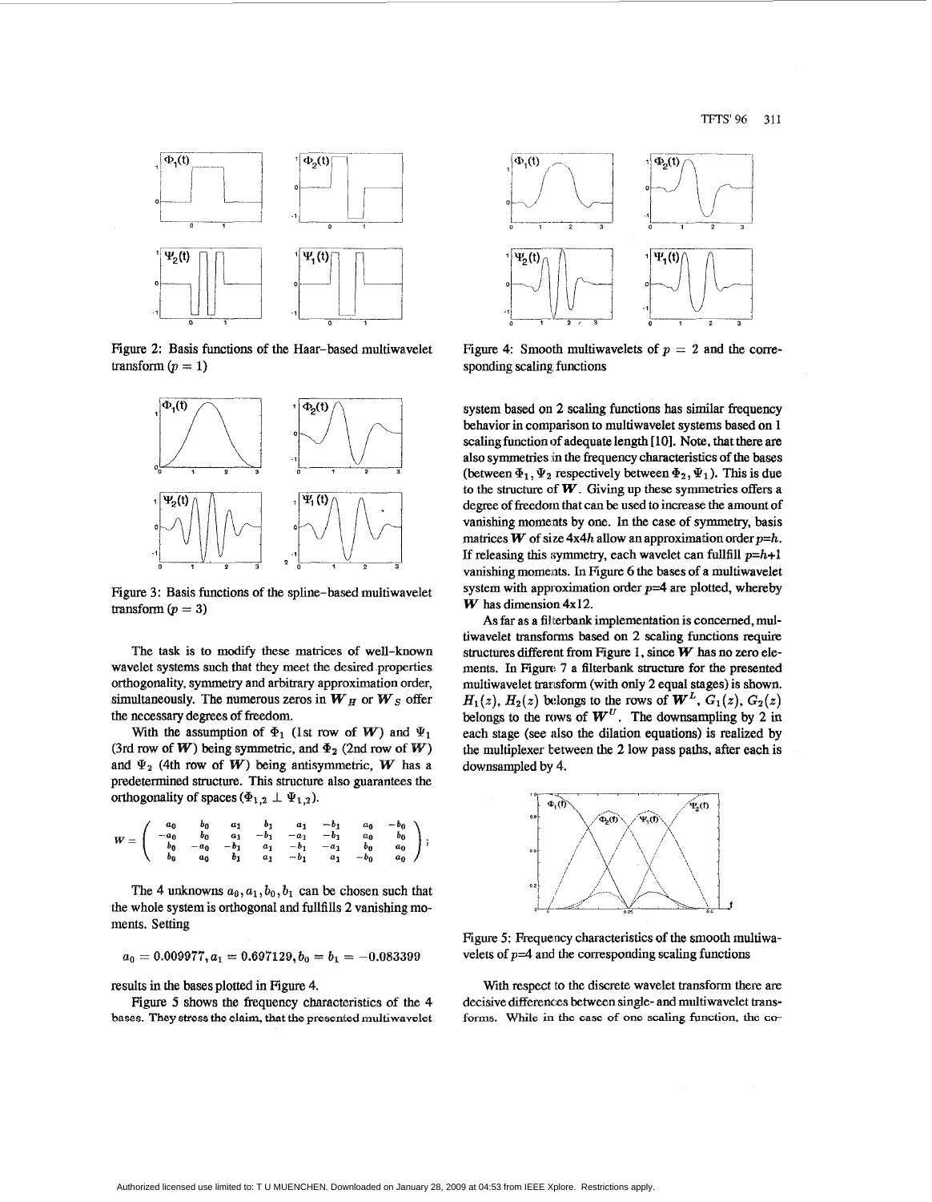Figure 2: Basis functions of the Haar-based multiwavelet transform ($p = 1$)

Figure 3: Basis functions of the spline-based multiwavelet transform ($p = 3$)

The task is to modify these matrices of well-known wavelet systems such that they meet the desired properties orthogonality, symmetry and arbitrary approximation order, simultaneously. The numerous zeros in $\boldsymbol{W}_H$ or $\boldsymbol{W}_S$ offer the necessary degrees of freedom.

With the assumption of $\Phi_1$ (1st row of $\boldsymbol{W}$) and $\Psi_1$ (3rd row of $\boldsymbol{W}$) being symmetric, and $\Phi_2$ (2nd row of $\boldsymbol{W}$) and $\Psi_2$ (4th row of $\boldsymbol{W}$) being antisymmetric, $\boldsymbol{W}$ has a predetermined structure. This structure also guarantees the orthogonality of spaces ($\Phi_{1,2} \perp \Psi_{1,2}$).

$$\boldsymbol{W} = \begin{pmatrix} a_0 & b_0 & a_1 & b_1 & a_1 & -b_1 & a_0 & -b_0 \\ -a_0 & b_0 & a_1 & -b_1 & -a_1 & -b_1 & a_0 & b_0 \\ b_0 & -a_0 & -b_1 & a_1 & -b_1 & -a_1 & b_0 & a_0 \\ b_0 & a_0 & b_1 & a_1 & -b_1 & a_1 & -b_0 & a_0 \end{pmatrix};$$

The 4 unknowns $a_0, a_1, b_0, b_1$ can be chosen such that the whole system is orthogonal and fullfills 2 vanishing moments. Setting

$$a_0 = 0.009977, a_1 = 0.697129, b_0 = b_1 = -0.083399$$

results in the bases plotted in Figure 4.

Figure 5 shows the frequency characteristics of the 4 bases. They stress the claim, that the presented multiwavelet system based on 2 scaling functions has similar frequency behavior in comparison to multiwavelet systems based on 1 scaling function of adequate length [10]. Note, that there are also symmetries in the frequency characteristics of the bases (between $\Phi_1, \Psi_2$ respectively between $\Phi_2, \Psi_1$). This is due to the structure of $\boldsymbol{W}$. Giving up these symmetries offers a degree of freedom that can be used to increase the amount of vanishing moments by one. In the case of symmetry, basis matrices $\boldsymbol{W}$ of size $4\text{x}4h$ allow an approximation order $p$=$h$. If releasing this symmetry, each wavelet can fullfill $p$=$h$+1 vanishing moments. In Figure 6 the bases of a multiwavelet system with approximation order $p$=4 are plotted, whereby $\boldsymbol{W}$ has dimension 4x12.

Figure 4: Smooth multiwavelets of $p = 2$ and the corresponding scaling functions

As far as a filterbank implementation is concerned, multiwavelet transforms based on 2 scaling functions require structures different from Figure 1, since $\boldsymbol{W}$ has no zero elements. In Figure 7 a filterbank structure for the presented multiwavelet transform (with only 2 equal stages) is shown. $H_1(z)$, $H_2(z)$ belongs to the rows of $\boldsymbol{W}^L$, $G_1(z)$, $G_2(z)$ belongs to the rows of $\boldsymbol{W}^U$. The downsampling by 2 in each stage (see also the dilation equations) is realized by the multiplexer between the 2 low pass paths, after each is downsampled by 4.

Figure 5: Frequency characteristics of the smooth multiwavelets of $p$=4 and the corresponding scaling functions

With respect to the discrete wavelet transform there are decisive differences between single- and multiwavelet transforms. While in the case of one scaling function, the co-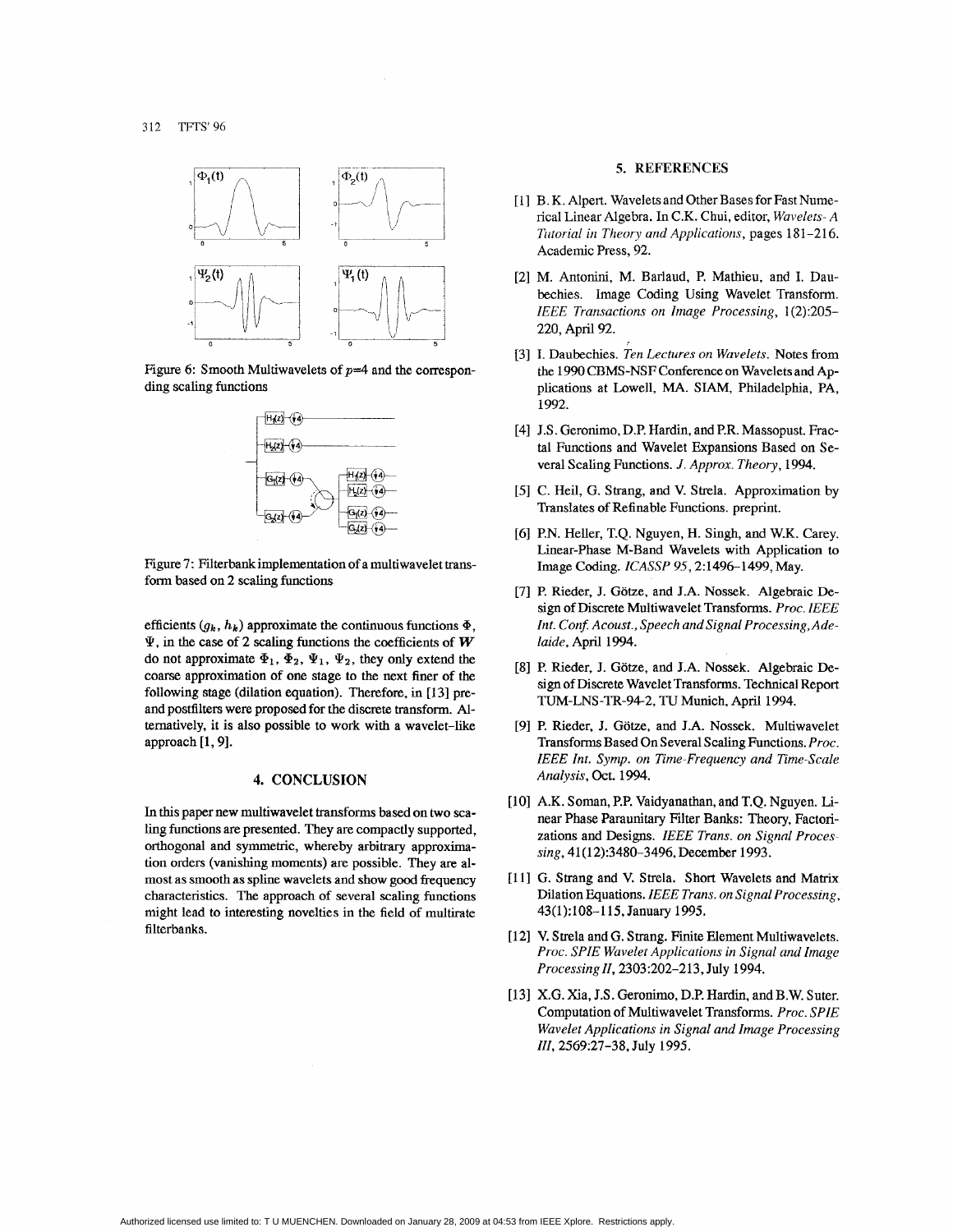Φ1(t)

Φ2(t)

Ψ2(t)

Ψ1(t)

Figure 6: Smooth Multiwavelets of $p$=4 and the corresponding scaling functions

Figure 7: Filterbank implementation of a multiwavelet transform based on 2 scaling functions

efficients ($g_k$, $h_k$) approximate the continuous functions $\Phi$, $\Psi$, in the case of 2 scaling functions the coefficients of $\boldsymbol{W}$ do not approximate $\Phi_1$, $\Phi_2$, $\Psi_1$, $\Psi_2$, they only extend the coarse approximation of one stage to the next finer of the following stage (dilation equation). Therefore, in [13] pre- and postfilters were proposed for the discrete transform. Alternatively, it is also possible to work with a wavelet-like approach [1, 9].

## 4. CONCLUSION

In this paper new multiwavelet transforms based on two scaling functions are presented. They are compactly supported, orthogonal and symmetric, whereby arbitrary approximation orders (vanishing moments) are possible. They are almost as smooth as spline wavelets and show good frequency characteristics. The approach of several scaling functions might lead to interesting novelties in the field of multirate filterbanks.

## 5. REFERENCES

[1] B. K. Alpert. Wavelets and Other Bases for Fast Numerical Linear Algebra. In C.K. Chui, editor, *Wavelets- A Tutorial in Theory and Applications*, pages 181–216. Academic Press, 92.

[2] M. Antonini, M. Barlaud, P. Mathieu, and I. Daubechies. Image Coding Using Wavelet Transform. *IEEE Transactions on Image Processing*, 1(2):205–220, April 92.

[3] I. Daubechies. *Ten Lectures on Wavelets*. Notes from the 1990 CBMS-NSF Conference on Wavelets and Applications at Lowell, MA. SIAM, Philadelphia, PA, 1992.

[4] J.S. Geronimo, D.P. Hardin, and P.R. Massopust. Fractal Functions and Wavelet Expansions Based on Several Scaling Functions. *J. Approx. Theory*, 1994.

[5] C. Heil, G. Strang, and V. Strela. Approximation by Translates of Refinable Functions. preprint.

[6] P.N. Heller, T.Q. Nguyen, H. Singh, and W.K. Carey. Linear-Phase M-Band Wavelets with Application to Image Coding. *ICASSP 95*, 2:1496–1499, May.

[7] P. Rieder, J. Götze, and J.A. Nossek. Algebraic Design of Discrete Multiwavelet Transforms. *Proc. IEEE Int. Conf. Acoust., Speech and Signal Processing, Adelaide*, April 1994.

[8] P. Rieder, J. Götze, and J.A. Nossek. Algebraic Design of Discrete Wavelet Transforms. Technical Report TUM-LNS-TR-94-2, TU Munich, April 1994.

[9] P. Rieder, J. Götze, and J.A. Nossek. Multiwavelet Transforms Based On Several Scaling Functions. *Proc. IEEE Int. Symp. on Time-Frequency and Time-Scale Analysis*, Oct. 1994.

[10] A.K. Soman, P.P. Vaidyanathan, and T.Q. Nguyen. Linear Phase Paraunitary Filter Banks: Theory, Factorizations and Designs. *IEEE Trans. on Signal Processing*, 41(12):3480–3496, December 1993.

[11] G. Strang and V. Strela. Short Wavelets and Matrix Dilation Equations. *IEEE Trans. on Signal Processing*, 43(1):108–115, January 1995.

[12] V. Strela and G. Strang. Finite Element Multiwavelets. *Proc. SPIE Wavelet Applications in Signal and Image Processing II*, 2303:202–213, July 1994.

[13] X.G. Xia, J.S. Geronimo, D.P. Hardin, and B.W. Suter. Computation of Multiwavelet Transforms. *Proc. SPIE Wavelet Applications in Signal and Image Processing III*, 2569:27–38, July 1995.